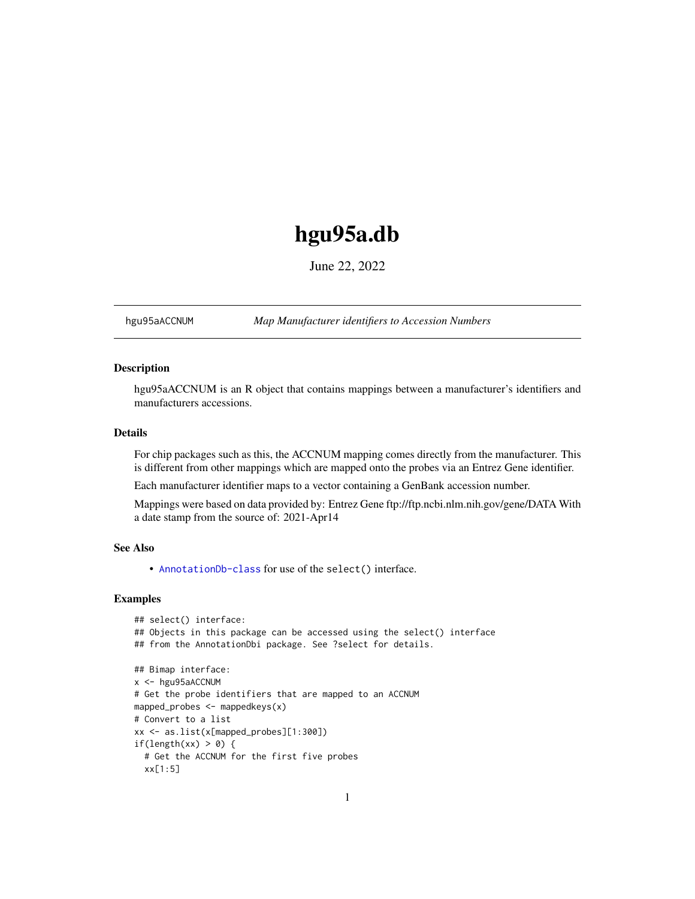# hgu95a.db

June 22, 2022

---

hgu95aACCNUM *Map Manufacturer identifiers to Accession Numbers*

---

### Description

hgu95aACCNUM is an R object that contains mappings between a manufacturer's identifiers and manufacturers accessions.

### Details

For chip packages such as this, the ACCNUM mapping comes directly from the manufacturer. This is different from other mappings which are mapped onto the probes via an Entrez Gene identifier.

Each manufacturer identifier maps to a vector containing a GenBank accession number.

Mappings were based on data provided by: Entrez Gene ftp://ftp.ncbi.nlm.nih.gov/gene/DATA With a date stamp from the source of: 2021-Apr14

### See Also

- AnnotationDb-class for use of the select() interface.

### Examples

```
## select() interface:
## Objects in this package can be accessed using the select() interface
## from the AnnotationDbi package. See ?select for details.

## Bimap interface:
x <- hgu95aACCNUM
# Get the probe identifiers that are mapped to an ACCNUM
mapped_probes <- mappedkeys(x)
# Convert to a list
xx <- as.list(x[mapped_probes][1:300])
if(length(xx) > 0) {
  # Get the ACCNUM for the first five probes
  xx[1:5]
```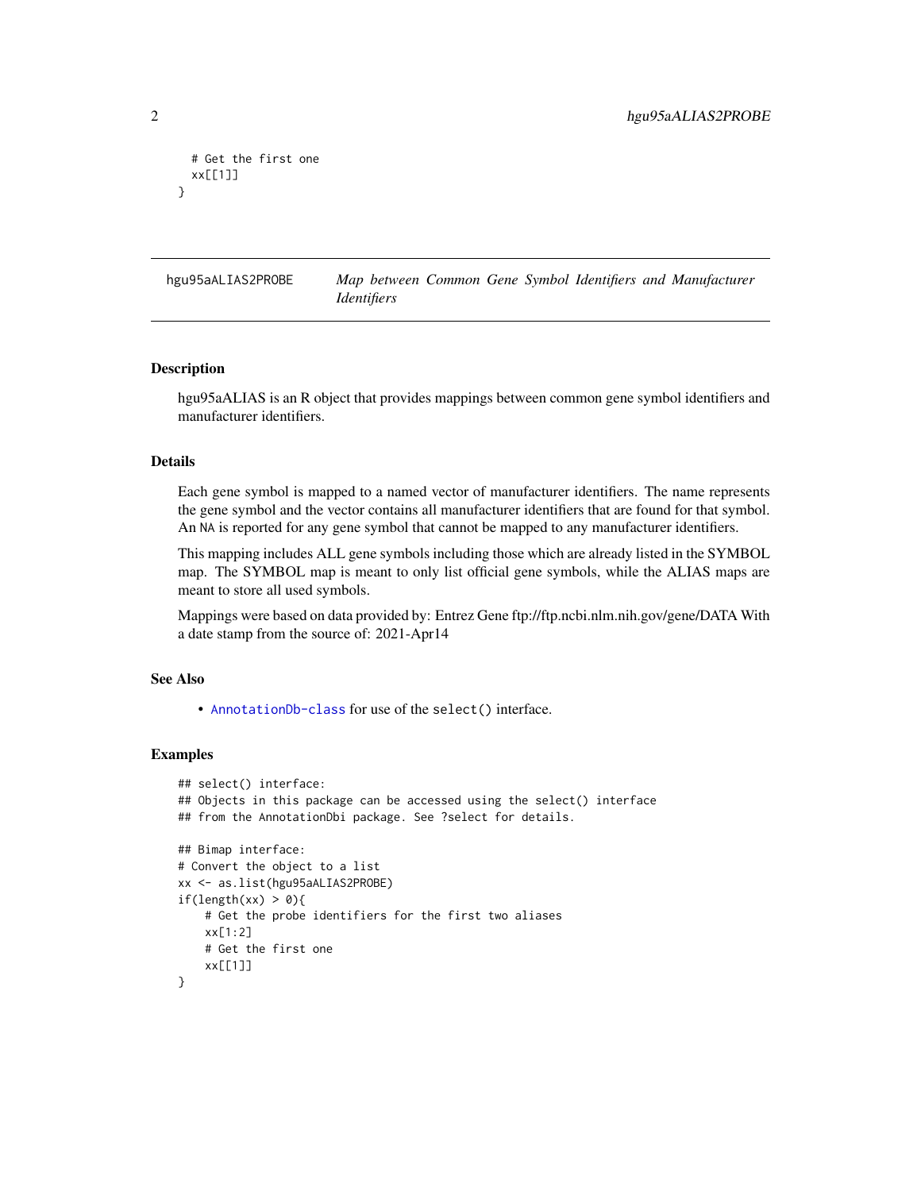```
  # Get the first one
  xx[[1]]
}
```

## hgu95aALIAS2PROBE    *Map between Common Gene Symbol Identifiers and Manufacturer Identifiers*

### Description

hgu95aALIAS is an R object that provides mappings between common gene symbol identifiers and manufacturer identifiers.

### Details

Each gene symbol is mapped to a named vector of manufacturer identifiers. The name represents the gene symbol and the vector contains all manufacturer identifiers that are found for that symbol. An NA is reported for any gene symbol that cannot be mapped to any manufacturer identifiers.

This mapping includes ALL gene symbols including those which are already listed in the SYMBOL map. The SYMBOL map is meant to only list official gene symbols, while the ALIAS maps are meant to store all used symbols.

Mappings were based on data provided by: Entrez Gene ftp://ftp.ncbi.nlm.nih.gov/gene/DATA With a date stamp from the source of: 2021-Apr14

### See Also

- AnnotationDb-class for use of the select() interface.

### Examples

```
## select() interface:
## Objects in this package can be accessed using the select() interface
## from the AnnotationDbi package. See ?select for details.

## Bimap interface:
# Convert the object to a list
xx <- as.list(hgu95aALIAS2PROBE)
if(length(xx) > 0){
    # Get the probe identifiers for the first two aliases
    xx[1:2]
    # Get the first one
    xx[[1]]
}
```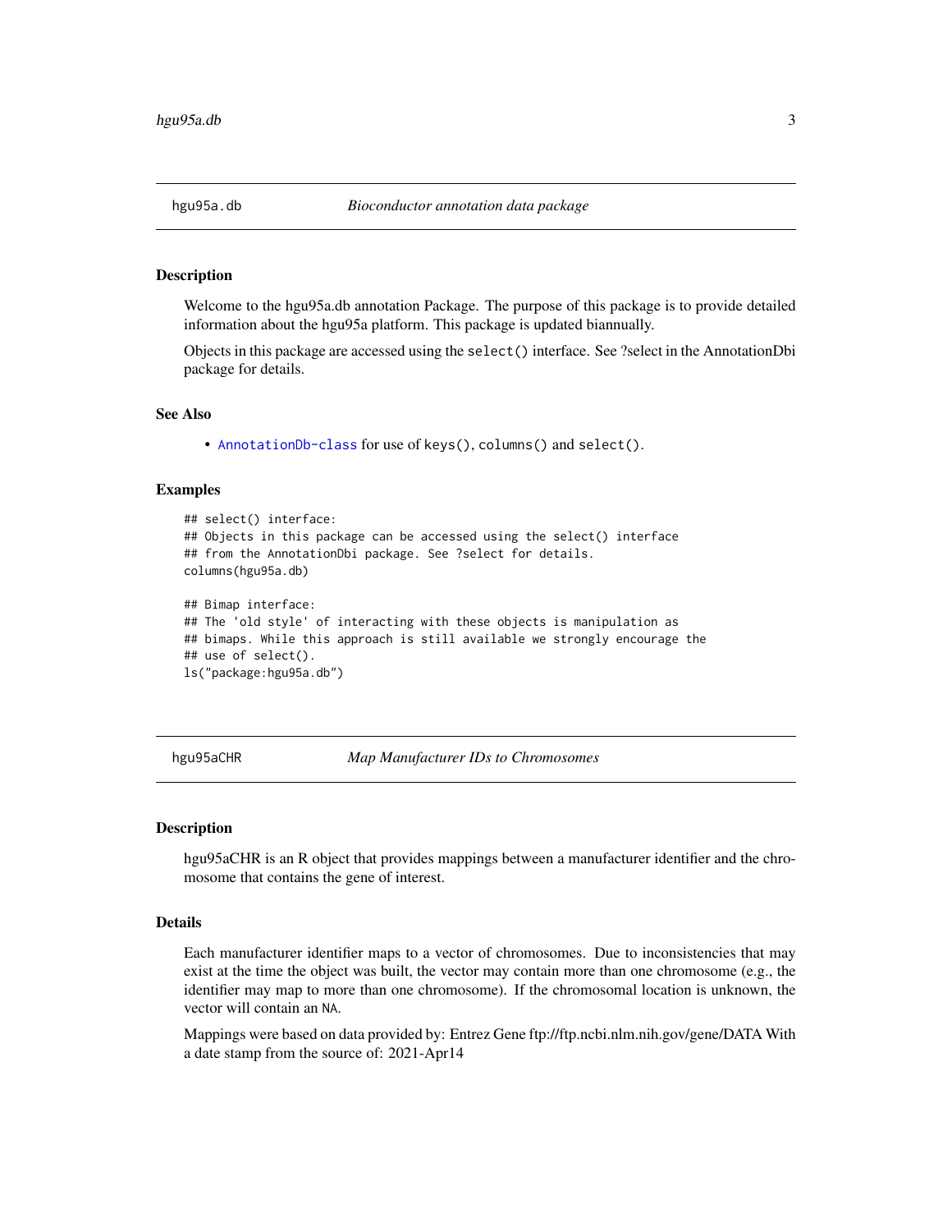## hgu95a.db *Bioconductor annotation data package*

### Description

Welcome to the hgu95a.db annotation Package. The purpose of this package is to provide detailed information about the hgu95a platform. This package is updated biannually.

Objects in this package are accessed using the `select()` interface. See ?select in the AnnotationDbi package for details.

### See Also

- `AnnotationDb-class` for use of `keys()`, `columns()` and `select()`.

### Examples

```
## select() interface:
## Objects in this package can be accessed using the select() interface
## from the AnnotationDbi package. See ?select for details.
columns(hgu95a.db)

## Bimap interface:
## The 'old style' of interacting with these objects is manipulation as
## bimaps. While this approach is still available we strongly encourage the
## use of select().
ls("package:hgu95a.db")
```

## hgu95aCHR *Map Manufacturer IDs to Chromosomes*

### Description

hgu95aCHR is an R object that provides mappings between a manufacturer identifier and the chromosome that contains the gene of interest.

### Details

Each manufacturer identifier maps to a vector of chromosomes. Due to inconsistencies that may exist at the time the object was built, the vector may contain more than one chromosome (e.g., the identifier may map to more than one chromosome). If the chromosomal location is unknown, the vector will contain an `NA`.

Mappings were based on data provided by: Entrez Gene ftp://ftp.ncbi.nlm.nih.gov/gene/DATA With a date stamp from the source of: 2021-Apr14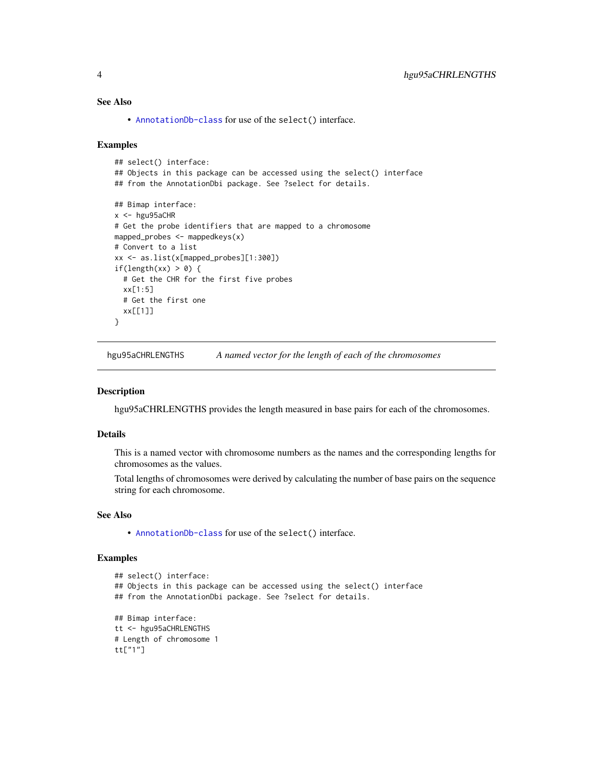### See Also

- AnnotationDb-class for use of the `select()` interface.

### Examples

```
## select() interface:
## Objects in this package can be accessed using the select() interface
## from the AnnotationDbi package. See ?select for details.

## Bimap interface:
x <- hgu95aCHR
# Get the probe identifiers that are mapped to a chromosome
mapped_probes <- mappedkeys(x)
# Convert to a list
xx <- as.list(x[mapped_probes][1:300])
if(length(xx) > 0) {
  # Get the CHR for the first five probes
  xx[1:5]
  # Get the first one
  xx[[1]]
}
```

---

## hgu95aCHRLENGTHS    *A named vector for the length of each of the chromosomes*

### Description

hgu95aCHRLENGTHS provides the length measured in base pairs for each of the chromosomes.

### Details

This is a named vector with chromosome numbers as the names and the corresponding lengths for chromosomes as the values.

Total lengths of chromosomes were derived by calculating the number of base pairs on the sequence string for each chromosome.

### See Also

- AnnotationDb-class for use of the `select()` interface.

### Examples

```
## select() interface:
## Objects in this package can be accessed using the select() interface
## from the AnnotationDbi package. See ?select for details.

## Bimap interface:
tt <- hgu95aCHRLENGTHS
# Length of chromosome 1
tt["1"]
```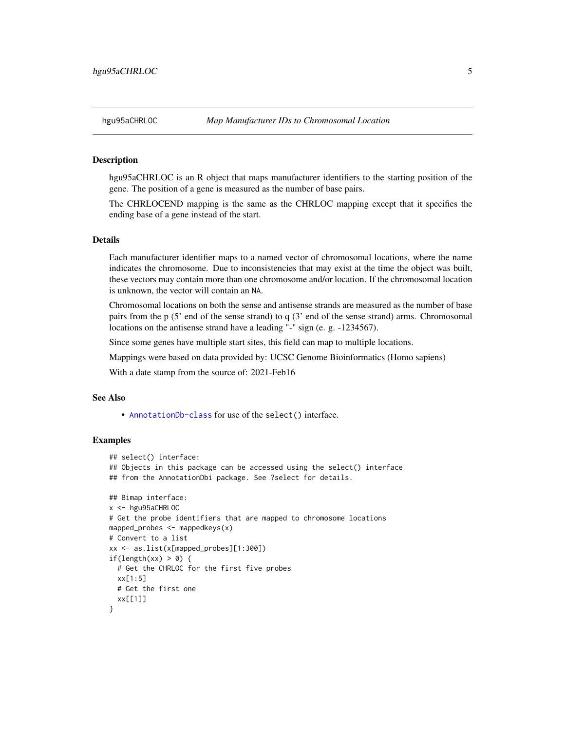## hgu95aCHRLOC — *Map Manufacturer IDs to Chromosomal Location*

### Description

hgu95aCHRLOC is an R object that maps manufacturer identifiers to the starting position of the gene. The position of a gene is measured as the number of base pairs.

The CHRLOCEND mapping is the same as the CHRLOC mapping except that it specifies the ending base of a gene instead of the start.

### Details

Each manufacturer identifier maps to a named vector of chromosomal locations, where the name indicates the chromosome. Due to inconsistencies that may exist at the time the object was built, these vectors may contain more than one chromosome and/or location. If the chromosomal location is unknown, the vector will contain an `NA`.

Chromosomal locations on both the sense and antisense strands are measured as the number of base pairs from the p (5' end of the sense strand) to q (3' end of the sense strand) arms. Chromosomal locations on the antisense strand have a leading "-" sign (e. g. -1234567).

Since some genes have multiple start sites, this field can map to multiple locations.

Mappings were based on data provided by: UCSC Genome Bioinformatics (Homo sapiens)

With a date stamp from the source of: 2021-Feb16

### See Also

- `AnnotationDb-class` for use of the `select()` interface.

### Examples

```
## select() interface:
## Objects in this package can be accessed using the select() interface
## from the AnnotationDbi package. See ?select for details.

## Bimap interface:
x <- hgu95aCHRLOC
# Get the probe identifiers that are mapped to chromosome locations
mapped_probes <- mappedkeys(x)
# Convert to a list
xx <- as.list(x[mapped_probes][1:300])
if(length(xx) > 0) {
  # Get the CHRLOC for the first five probes
  xx[1:5]
  # Get the first one
  xx[[1]]
}
```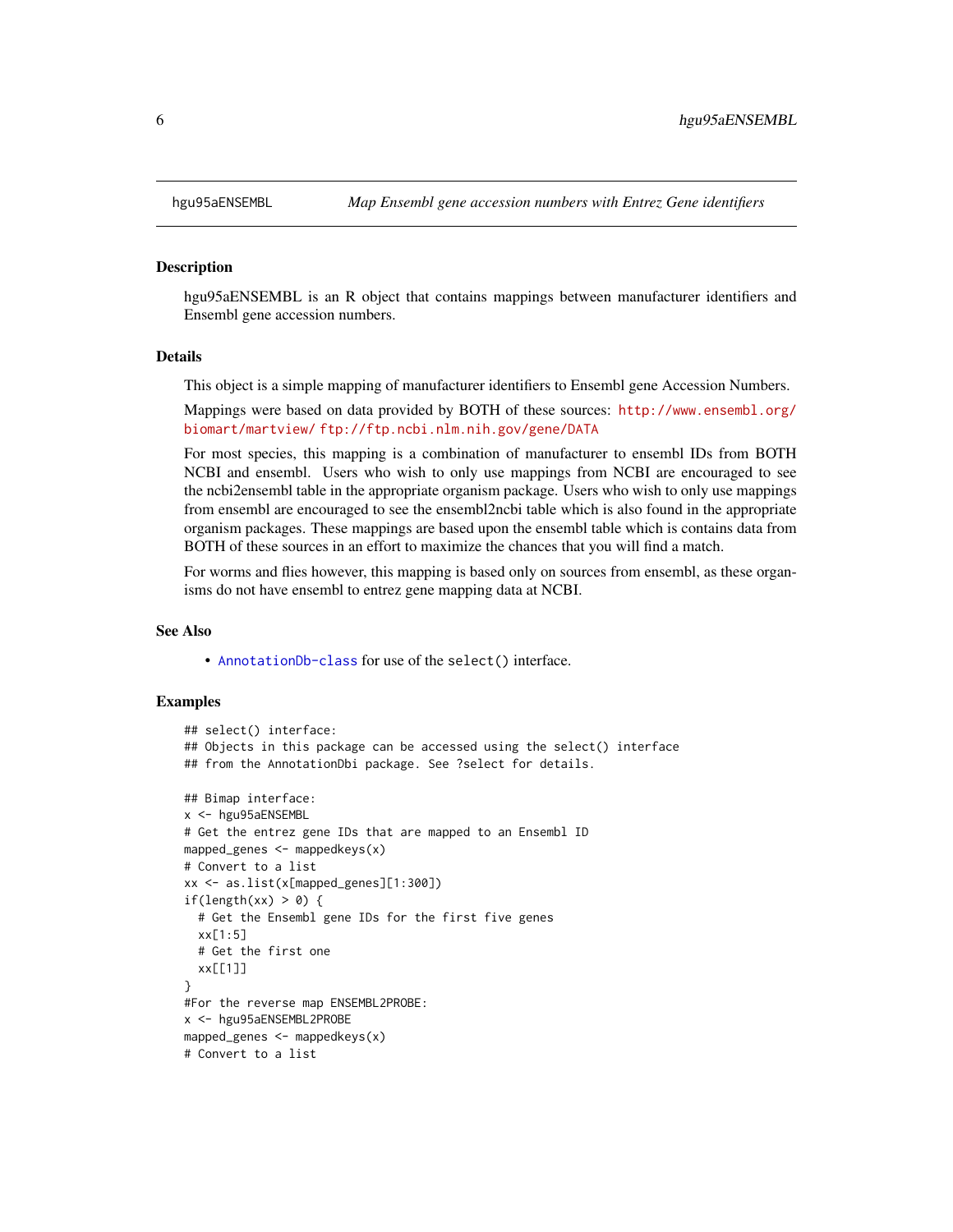hgu95aENSEMBL    *Map Ensembl gene accession numbers with Entrez Gene identifiers*

## Description

hgu95aENSEMBL is an R object that contains mappings between manufacturer identifiers and Ensembl gene accession numbers.

## Details

This object is a simple mapping of manufacturer identifiers to Ensembl gene Accession Numbers.

Mappings were based on data provided by BOTH of these sources: http://www.ensembl.org/biomart/martview/ ftp://ftp.ncbi.nlm.nih.gov/gene/DATA

For most species, this mapping is a combination of manufacturer to ensembl IDs from BOTH NCBI and ensembl. Users who wish to only use mappings from NCBI are encouraged to see the ncbi2ensembl table in the appropriate organism package. Users who wish to only use mappings from ensembl are encouraged to see the ensembl2ncbi table which is also found in the appropriate organism packages. These mappings are based upon the ensembl table which is contains data from BOTH of these sources in an effort to maximize the chances that you will find a match.

For worms and flies however, this mapping is based only on sources from ensembl, as these organisms do not have ensembl to entrez gene mapping data at NCBI.

## See Also

- AnnotationDb-class for use of the `select()` interface.

## Examples

```
## select() interface:
## Objects in this package can be accessed using the select() interface
## from the AnnotationDbi package. See ?select for details.

## Bimap interface:
x <- hgu95aENSEMBL
# Get the entrez gene IDs that are mapped to an Ensembl ID
mapped_genes <- mappedkeys(x)
# Convert to a list
xx <- as.list(x[mapped_genes][1:300])
if(length(xx) > 0) {
  # Get the Ensembl gene IDs for the first five genes
  xx[1:5]
  # Get the first one
  xx[[1]]
}
#For the reverse map ENSEMBL2PROBE:
x <- hgu95aENSEMBL2PROBE
mapped_genes <- mappedkeys(x)
# Convert to a list
```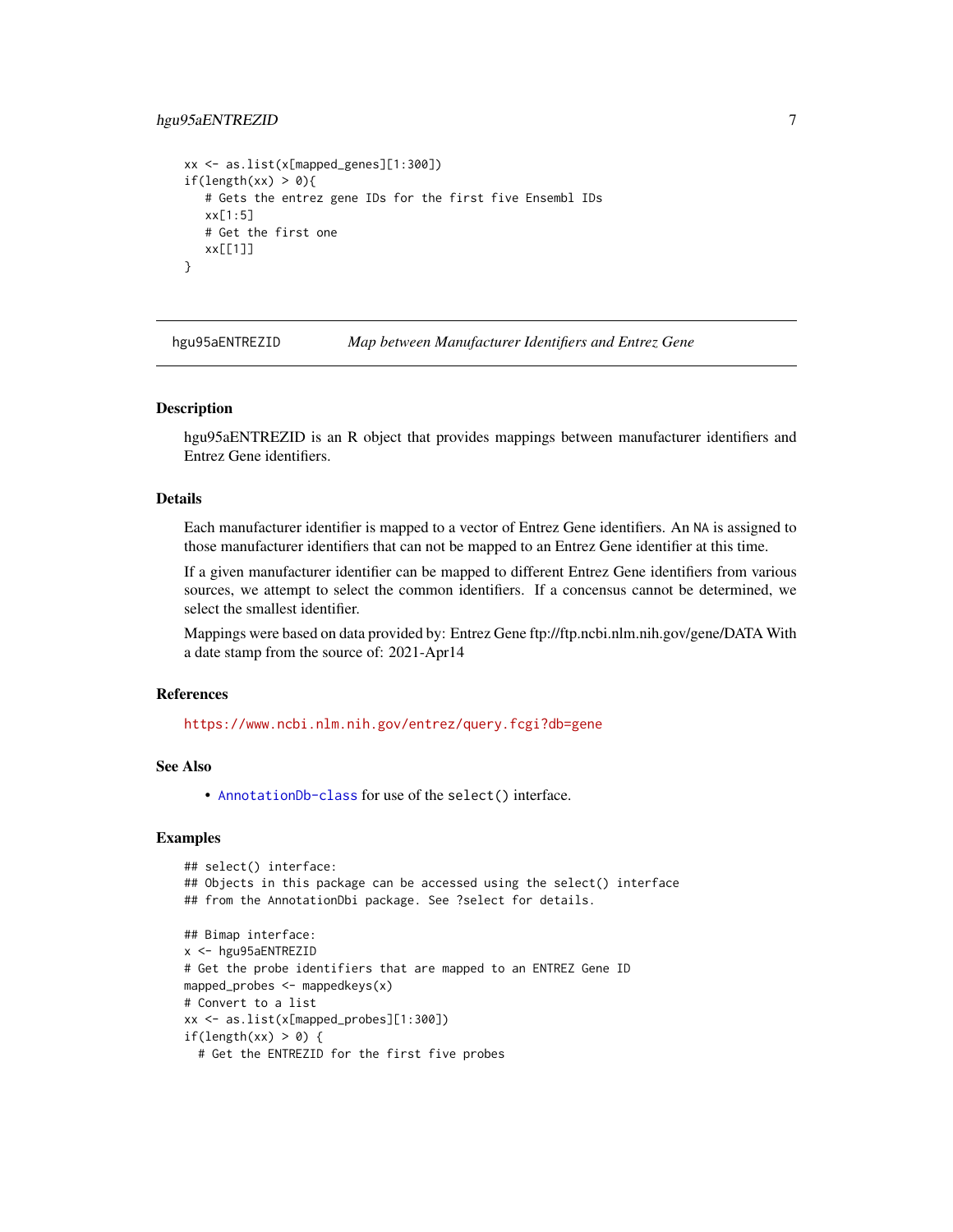```
xx <- as.list(x[mapped_genes][1:300])
if(length(xx) > 0){
   # Gets the entrez gene IDs for the first five Ensembl IDs
   xx[1:5]
   # Get the first one
   xx[[1]]
}
```

## hgu95aENTREZID — *Map between Manufacturer Identifiers and Entrez Gene*

### Description

hgu95aENTREZID is an R object that provides mappings between manufacturer identifiers and Entrez Gene identifiers.

### Details

Each manufacturer identifier is mapped to a vector of Entrez Gene identifiers. An NA is assigned to those manufacturer identifiers that can not be mapped to an Entrez Gene identifier at this time.

If a given manufacturer identifier can be mapped to different Entrez Gene identifiers from various sources, we attempt to select the common identifiers. If a concensus cannot be determined, we select the smallest identifier.

Mappings were based on data provided by: Entrez Gene ftp://ftp.ncbi.nlm.nih.gov/gene/DATA With a date stamp from the source of: 2021-Apr14

### References

https://www.ncbi.nlm.nih.gov/entrez/query.fcgi?db=gene

### See Also

- AnnotationDb-class for use of the select() interface.

### Examples

```
## select() interface:
## Objects in this package can be accessed using the select() interface
## from the AnnotationDbi package. See ?select for details.

## Bimap interface:
x <- hgu95aENTREZID
# Get the probe identifiers that are mapped to an ENTREZ Gene ID
mapped_probes <- mappedkeys(x)
# Convert to a list
xx <- as.list(x[mapped_probes][1:300])
if(length(xx) > 0) {
  # Get the ENTREZID for the first five probes
```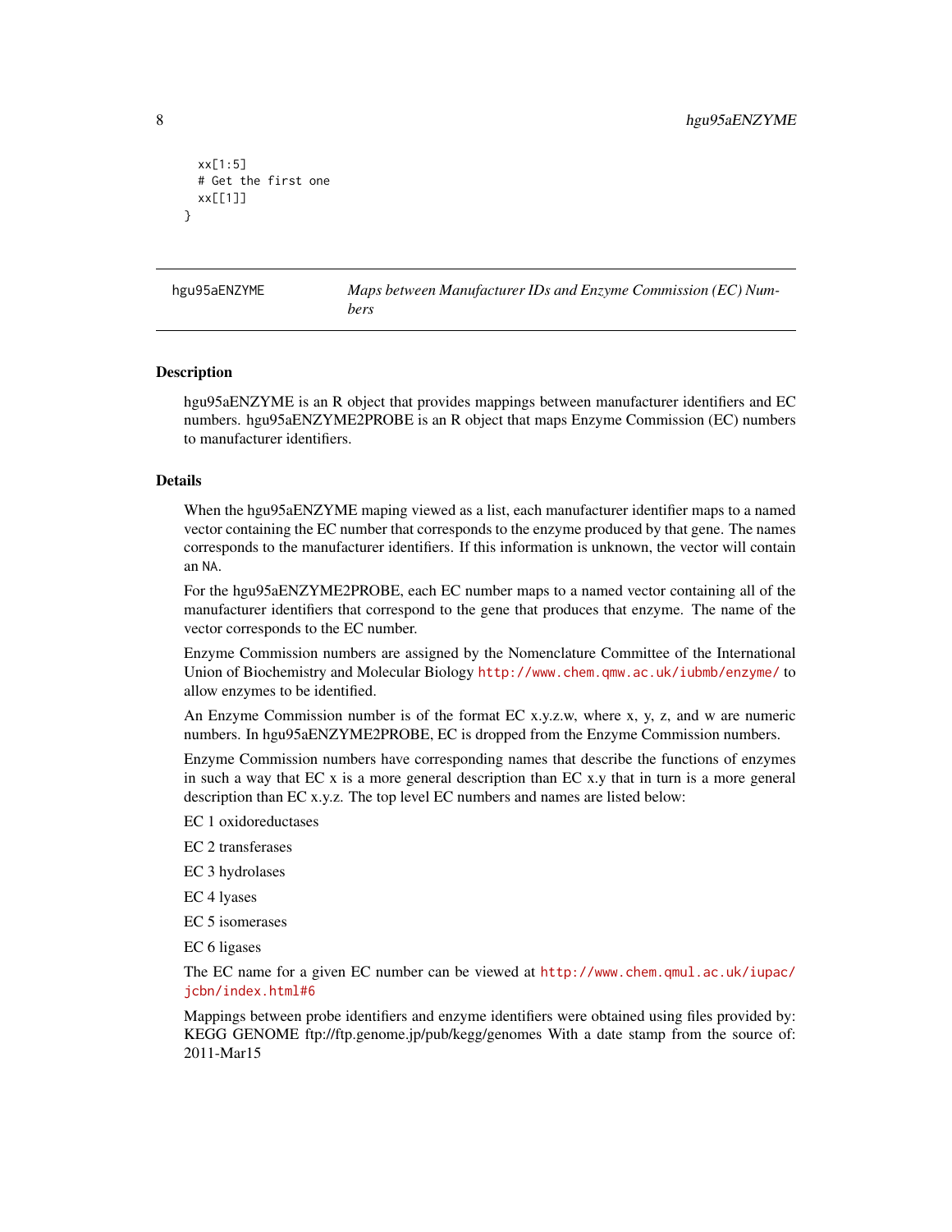```
  xx[1:5]
  # Get the first one
  xx[[1]]
}
```

---

hgu95aENZYME *Maps between Manufacturer IDs and Enzyme Commission (EC) Numbers*

---

## Description

hgu95aENZYME is an R object that provides mappings between manufacturer identifiers and EC numbers. hgu95aENZYME2PROBE is an R object that maps Enzyme Commission (EC) numbers to manufacturer identifiers.

## Details

When the hgu95aENZYME maping viewed as a list, each manufacturer identifier maps to a named vector containing the EC number that corresponds to the enzyme produced by that gene. The names corresponds to the manufacturer identifiers. If this information is unknown, the vector will contain an NA.

For the hgu95aENZYME2PROBE, each EC number maps to a named vector containing all of the manufacturer identifiers that correspond to the gene that produces that enzyme. The name of the vector corresponds to the EC number.

Enzyme Commission numbers are assigned by the Nomenclature Committee of the International Union of Biochemistry and Molecular Biology http://www.chem.qmw.ac.uk/iubmb/enzyme/ to allow enzymes to be identified.

An Enzyme Commission number is of the format EC x.y.z.w, where x, y, z, and w are numeric numbers. In hgu95aENZYME2PROBE, EC is dropped from the Enzyme Commission numbers.

Enzyme Commission numbers have corresponding names that describe the functions of enzymes in such a way that EC x is a more general description than EC x.y that in turn is a more general description than EC x.y.z. The top level EC numbers and names are listed below:

EC 1 oxidoreductases

EC 2 transferases

EC 3 hydrolases

EC 4 lyases

EC 5 isomerases

EC 6 ligases

The EC name for a given EC number can be viewed at http://www.chem.qmul.ac.uk/iupac/jcbn/index.html#6

Mappings between probe identifiers and enzyme identifiers were obtained using files provided by: KEGG GENOME ftp://ftp.genome.jp/pub/kegg/genomes With a date stamp from the source of: 2011-Mar15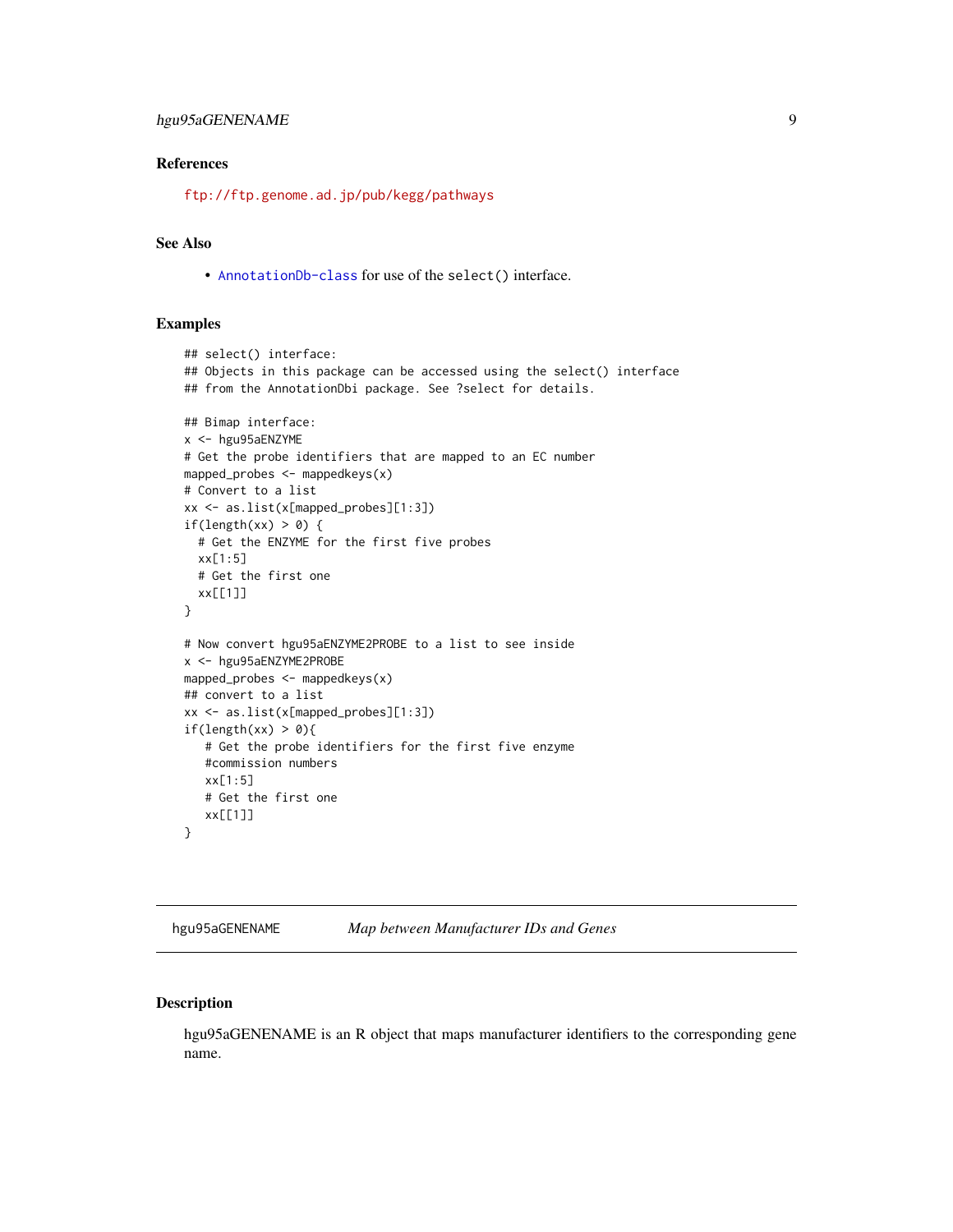### References

ftp://ftp.genome.ad.jp/pub/kegg/pathways

### See Also

- AnnotationDb-class for use of the `select()` interface.

### Examples

```
## select() interface:
## Objects in this package can be accessed using the select() interface
## from the AnnotationDbi package. See ?select for details.

## Bimap interface:
x <- hgu95aENZYME
# Get the probe identifiers that are mapped to an EC number
mapped_probes <- mappedkeys(x)
# Convert to a list
xx <- as.list(x[mapped_probes][1:3])
if(length(xx) > 0) {
  # Get the ENZYME for the first five probes
  xx[1:5]
  # Get the first one
  xx[[1]]
}

# Now convert hgu95aENZYME2PROBE to a list to see inside
x <- hgu95aENZYME2PROBE
mapped_probes <- mappedkeys(x)
## convert to a list
xx <- as.list(x[mapped_probes][1:3])
if(length(xx) > 0){
   # Get the probe identifiers for the first five enzyme
   #commission numbers
   xx[1:5]
   # Get the first one
   xx[[1]]
}
```

---

## hgu95aGENENAME *Map between Manufacturer IDs and Genes*

---

### Description

hgu95aGENENAME is an R object that maps manufacturer identifiers to the corresponding gene name.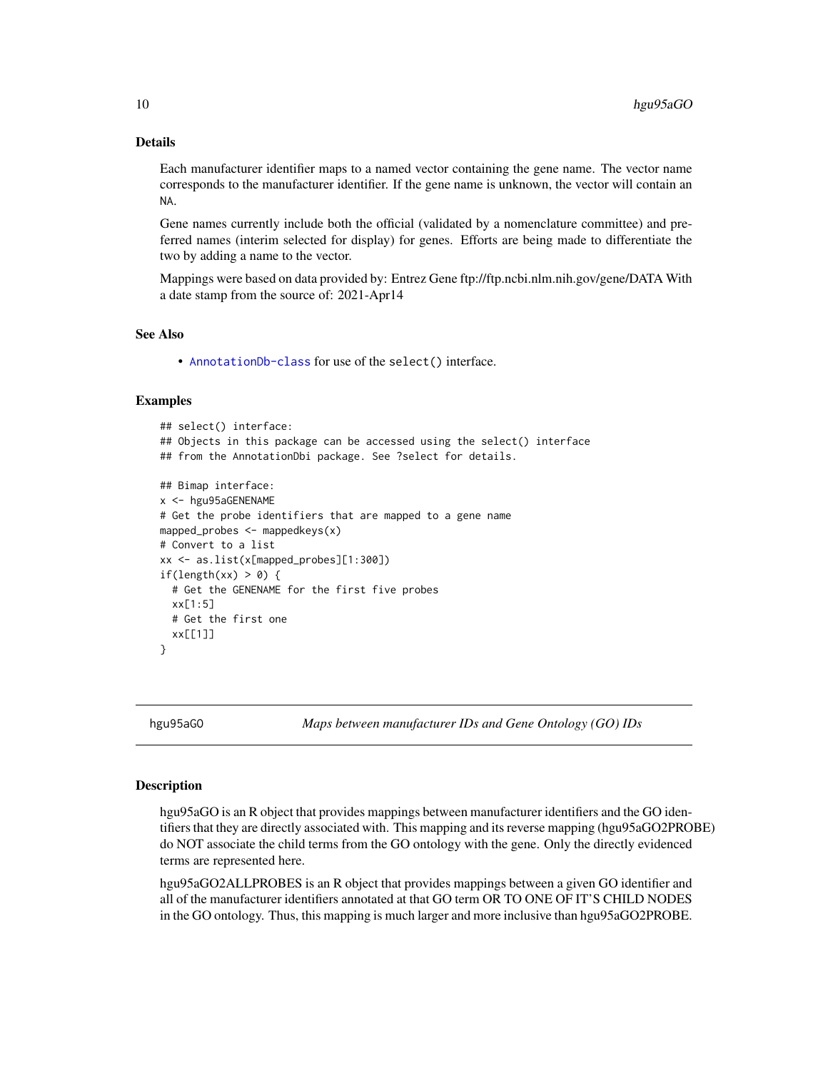### Details

Each manufacturer identifier maps to a named vector containing the gene name. The vector name corresponds to the manufacturer identifier. If the gene name is unknown, the vector will contain an NA.

Gene names currently include both the official (validated by a nomenclature committee) and preferred names (interim selected for display) for genes. Efforts are being made to differentiate the two by adding a name to the vector.

Mappings were based on data provided by: Entrez Gene ftp://ftp.ncbi.nlm.nih.gov/gene/DATA With a date stamp from the source of: 2021-Apr14

### See Also

- AnnotationDb-class for use of the select() interface.

### Examples

```
## select() interface:
## Objects in this package can be accessed using the select() interface
## from the AnnotationDbi package. See ?select for details.

## Bimap interface:
x <- hgu95aGENENAME
# Get the probe identifiers that are mapped to a gene name
mapped_probes <- mappedkeys(x)
# Convert to a list
xx <- as.list(x[mapped_probes][1:300])
if(length(xx) > 0) {
  # Get the GENENAME for the first five probes
  xx[1:5]
  # Get the first one
  xx[[1]]
}
```

---

## hgu95aGO — *Maps between manufacturer IDs and Gene Ontology (GO) IDs*

### Description

hgu95aGO is an R object that provides mappings between manufacturer identifiers and the GO identifiers that they are directly associated with. This mapping and its reverse mapping (hgu95aGO2PROBE) do NOT associate the child terms from the GO ontology with the gene. Only the directly evidenced terms are represented here.

hgu95aGO2ALLPROBES is an R object that provides mappings between a given GO identifier and all of the manufacturer identifiers annotated at that GO term OR TO ONE OF IT'S CHILD NODES in the GO ontology. Thus, this mapping is much larger and more inclusive than hgu95aGO2PROBE.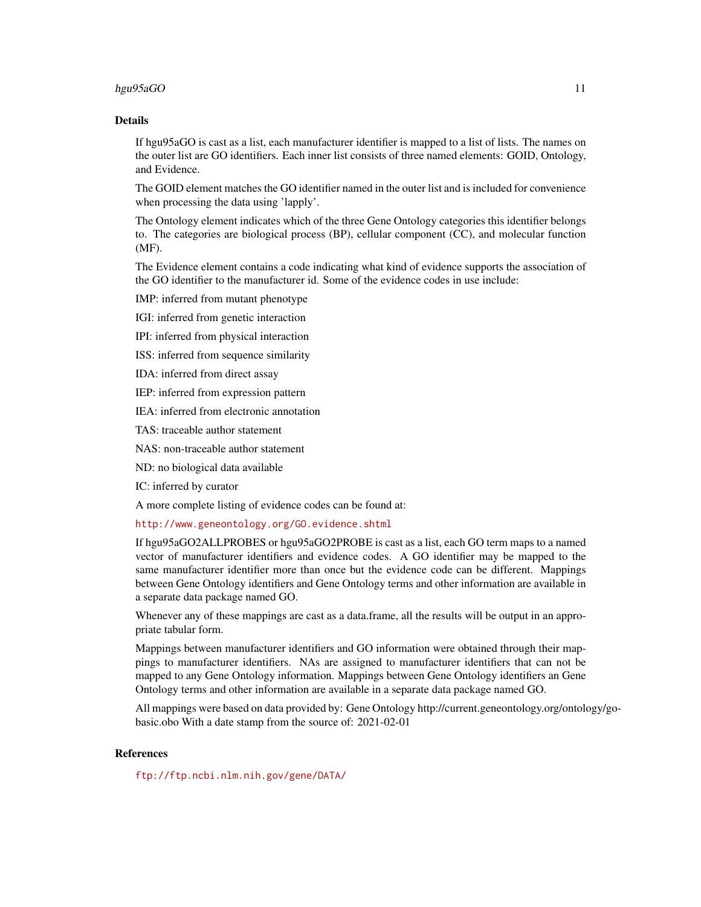## Details

If hgu95aGO is cast as a list, each manufacturer identifier is mapped to a list of lists. The names on the outer list are GO identifiers. Each inner list consists of three named elements: GOID, Ontology, and Evidence.

The GOID element matches the GO identifier named in the outer list and is included for convenience when processing the data using 'lapply'.

The Ontology element indicates which of the three Gene Ontology categories this identifier belongs to. The categories are biological process (BP), cellular component (CC), and molecular function (MF).

The Evidence element contains a code indicating what kind of evidence supports the association of the GO identifier to the manufacturer id. Some of the evidence codes in use include:

IMP: inferred from mutant phenotype

IGI: inferred from genetic interaction

IPI: inferred from physical interaction

ISS: inferred from sequence similarity

IDA: inferred from direct assay

IEP: inferred from expression pattern

IEA: inferred from electronic annotation

TAS: traceable author statement

NAS: non-traceable author statement

ND: no biological data available

IC: inferred by curator

A more complete listing of evidence codes can be found at:

http://www.geneontology.org/GO.evidence.shtml

If hgu95aGO2ALLPROBES or hgu95aGO2PROBE is cast as a list, each GO term maps to a named vector of manufacturer identifiers and evidence codes. A GO identifier may be mapped to the same manufacturer identifier more than once but the evidence code can be different. Mappings between Gene Ontology identifiers and Gene Ontology terms and other information are available in a separate data package named GO.

Whenever any of these mappings are cast as a data.frame, all the results will be output in an appropriate tabular form.

Mappings between manufacturer identifiers and GO information were obtained through their mappings to manufacturer identifiers. NAs are assigned to manufacturer identifiers that can not be mapped to any Gene Ontology information. Mappings between Gene Ontology identifiers an Gene Ontology terms and other information are available in a separate data package named GO.

All mappings were based on data provided by: Gene Ontology http://current.geneontology.org/ontology/go-basic.obo With a date stamp from the source of: 2021-02-01

## References

ftp://ftp.ncbi.nlm.nih.gov/gene/DATA/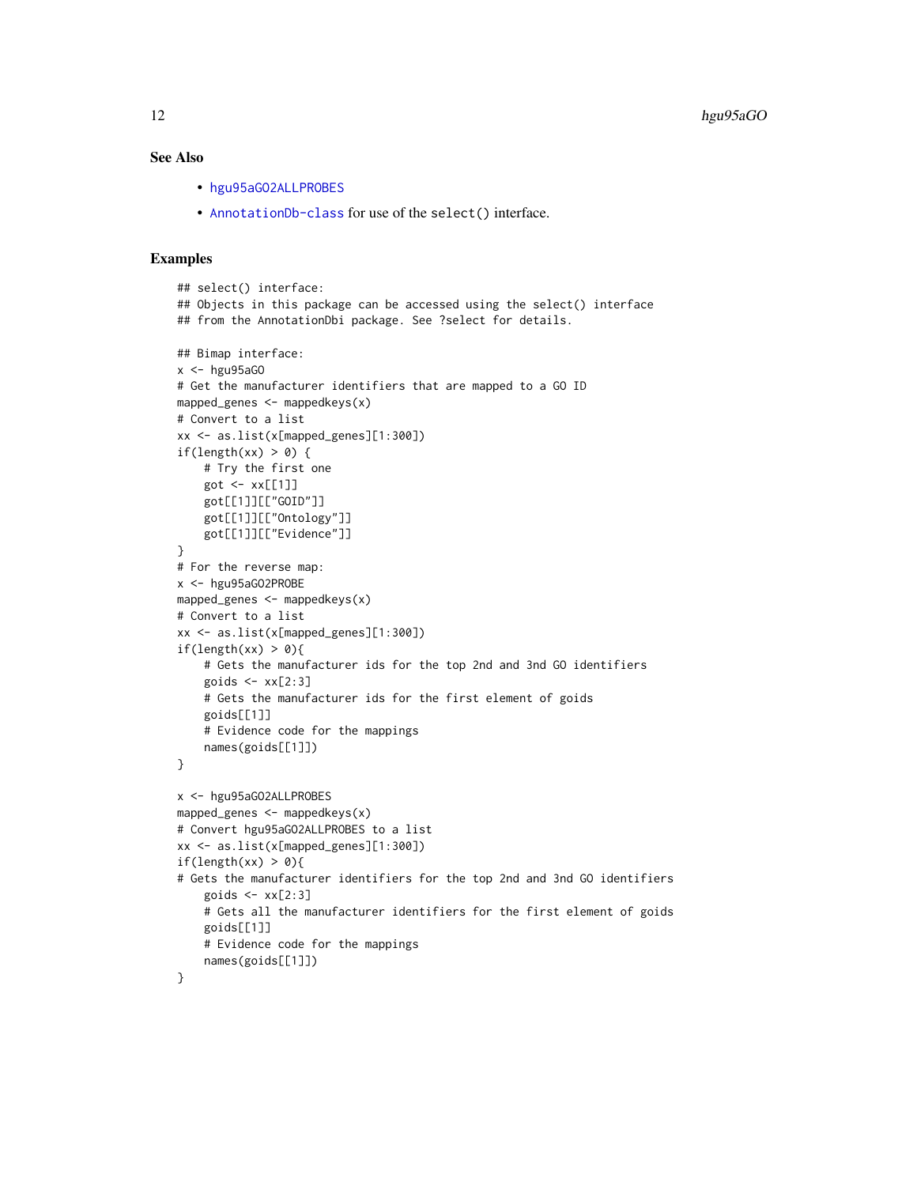## See Also

- hgu95aGO2ALLPROBES
- AnnotationDb-class for use of the select() interface.

## Examples

```
## select() interface:
## Objects in this package can be accessed using the select() interface
## from the AnnotationDbi package. See ?select for details.

## Bimap interface:
x <- hgu95aGO
# Get the manufacturer identifiers that are mapped to a GO ID
mapped_genes <- mappedkeys(x)
# Convert to a list
xx <- as.list(x[mapped_genes][1:300])
if(length(xx) > 0) {
    # Try the first one
    got <- xx[[1]]
    got[[1]][["GOID"]]
    got[[1]][["Ontology"]]
    got[[1]][["Evidence"]]
}
# For the reverse map:
x <- hgu95aGO2PROBE
mapped_genes <- mappedkeys(x)
# Convert to a list
xx <- as.list(x[mapped_genes][1:300])
if(length(xx) > 0){
    # Gets the manufacturer ids for the top 2nd and 3nd GO identifiers
    goids <- xx[2:3]
    # Gets the manufacturer ids for the first element of goids
    goids[[1]]
    # Evidence code for the mappings
    names(goids[[1]])
}

x <- hgu95aGO2ALLPROBES
mapped_genes <- mappedkeys(x)
# Convert hgu95aGO2ALLPROBES to a list
xx <- as.list(x[mapped_genes][1:300])
if(length(xx) > 0){
# Gets the manufacturer identifiers for the top 2nd and 3nd GO identifiers
    goids <- xx[2:3]
    # Gets all the manufacturer identifiers for the first element of goids
    goids[[1]]
    # Evidence code for the mappings
    names(goids[[1]])
}
```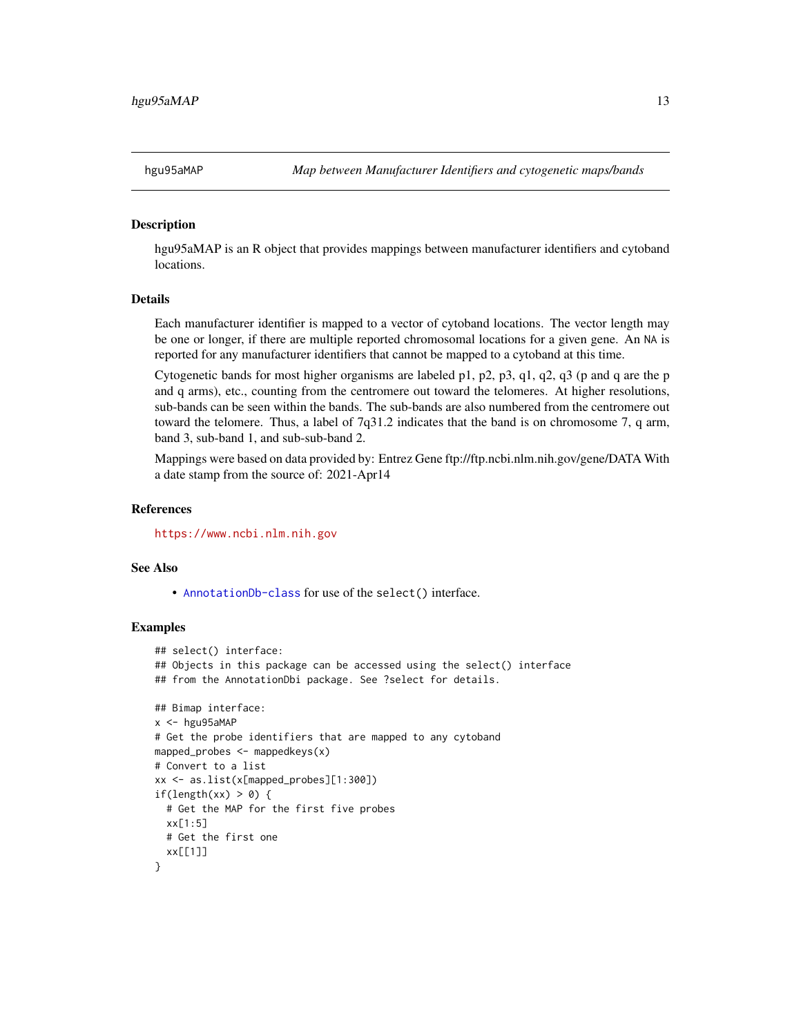# hgu95aMAP — *Map between Manufacturer Identifiers and cytogenetic maps/bands*

## Description

hgu95aMAP is an R object that provides mappings between manufacturer identifiers and cytoband locations.

## Details

Each manufacturer identifier is mapped to a vector of cytoband locations. The vector length may be one or longer, if there are multiple reported chromosomal locations for a given gene. An NA is reported for any manufacturer identifiers that cannot be mapped to a cytoband at this time.

Cytogenetic bands for most higher organisms are labeled p1, p2, p3, q1, q2, q3 (p and q are the p and q arms), etc., counting from the centromere out toward the telomeres. At higher resolutions, sub-bands can be seen within the bands. The sub-bands are also numbered from the centromere out toward the telomere. Thus, a label of 7q31.2 indicates that the band is on chromosome 7, q arm, band 3, sub-band 1, and sub-sub-band 2.

Mappings were based on data provided by: Entrez Gene ftp://ftp.ncbi.nlm.nih.gov/gene/DATA With a date stamp from the source of: 2021-Apr14

## References

https://www.ncbi.nlm.nih.gov

## See Also

- AnnotationDb-class for use of the select() interface.

## Examples

```
## select() interface:
## Objects in this package can be accessed using the select() interface
## from the AnnotationDbi package. See ?select for details.

## Bimap interface:
x <- hgu95aMAP
# Get the probe identifiers that are mapped to any cytoband
mapped_probes <- mappedkeys(x)
# Convert to a list
xx <- as.list(x[mapped_probes][1:300])
if(length(xx) > 0) {
  # Get the MAP for the first five probes
  xx[1:5]
  # Get the first one
  xx[[1]]
}
```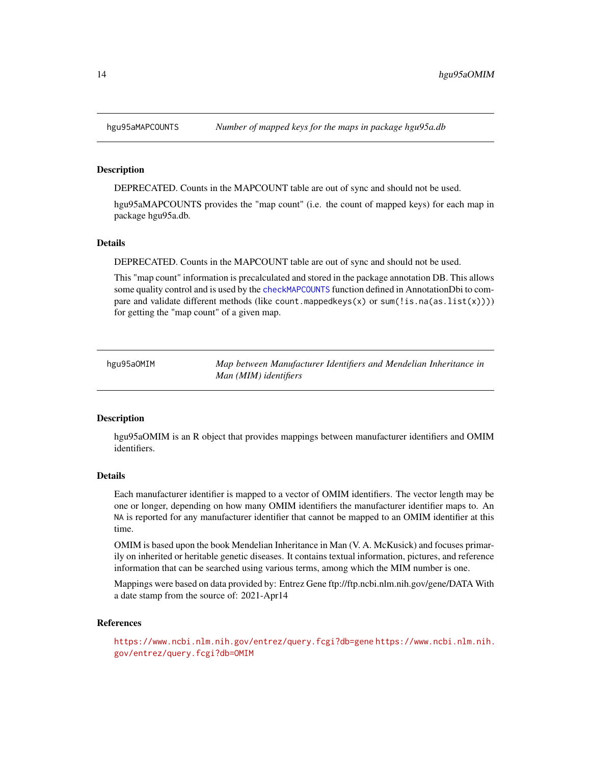## hgu95aMAPCOUNTS    *Number of mapped keys for the maps in package hgu95a.db*

### Description

DEPRECATED. Counts in the MAPCOUNT table are out of sync and should not be used.

hgu95aMAPCOUNTS provides the "map count" (i.e. the count of mapped keys) for each map in package hgu95a.db.

### Details

DEPRECATED. Counts in the MAPCOUNT table are out of sync and should not be used.

This "map count" information is precalculated and stored in the package annotation DB. This allows some quality control and is used by the `checkMAPCOUNTS` function defined in AnnotationDbi to compare and validate different methods (like `count.mappedkeys(x)` or `sum(!is.na(as.list(x)))`) for getting the "map count" of a given map.

## hgu95aOMIM    *Map between Manufacturer Identifiers and Mendelian Inheritance in Man (MIM) identifiers*

### Description

hgu95aOMIM is an R object that provides mappings between manufacturer identifiers and OMIM identifiers.

### Details

Each manufacturer identifier is mapped to a vector of OMIM identifiers. The vector length may be one or longer, depending on how many OMIM identifiers the manufacturer identifier maps to. An `NA` is reported for any manufacturer identifier that cannot be mapped to an OMIM identifier at this time.

OMIM is based upon the book Mendelian Inheritance in Man (V. A. McKusick) and focuses primarily on inherited or heritable genetic diseases. It contains textual information, pictures, and reference information that can be searched using various terms, among which the MIM number is one.

Mappings were based on data provided by: Entrez Gene ftp://ftp.ncbi.nlm.nih.gov/gene/DATA With a date stamp from the source of: 2021-Apr14

### References

https://www.ncbi.nlm.nih.gov/entrez/query.fcgi?db=gene https://www.ncbi.nlm.nih.gov/entrez/query.fcgi?db=OMIM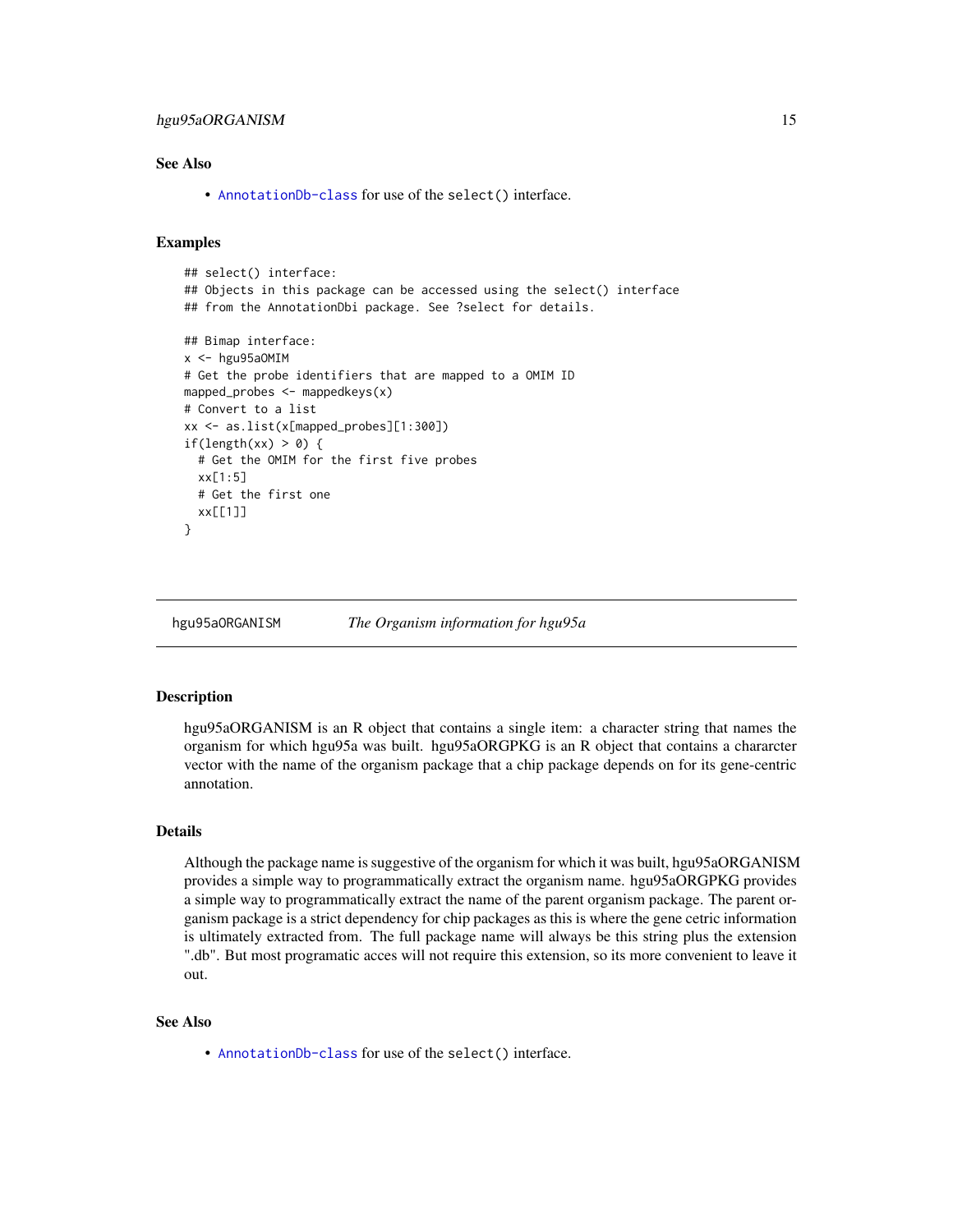## See Also

- AnnotationDb-class for use of the select() interface.

## Examples

```
## select() interface:
## Objects in this package can be accessed using the select() interface
## from the AnnotationDbi package. See ?select for details.

## Bimap interface:
x <- hgu95aOMIM
# Get the probe identifiers that are mapped to a OMIM ID
mapped_probes <- mappedkeys(x)
# Convert to a list
xx <- as.list(x[mapped_probes][1:300])
if(length(xx) > 0) {
  # Get the OMIM for the first five probes
  xx[1:5]
  # Get the first one
  xx[[1]]
}
```

---

# hgu95aORGANISM — *The Organism information for hgu95a*

## Description

hgu95aORGANISM is an R object that contains a single item: a character string that names the organism for which hgu95a was built. hgu95aORGPKG is an R object that contains a chararcter vector with the name of the organism package that a chip package depends on for its gene-centric annotation.

## Details

Although the package name is suggestive of the organism for which it was built, hgu95aORGANISM provides a simple way to programmatically extract the organism name. hgu95aORGPKG provides a simple way to programmatically extract the name of the parent organism package. The parent organism package is a strict dependency for chip packages as this is where the gene cetric information is ultimately extracted from. The full package name will always be this string plus the extension ".db". But most programatic acces will not require this extension, so its more convenient to leave it out.

## See Also

- AnnotationDb-class for use of the select() interface.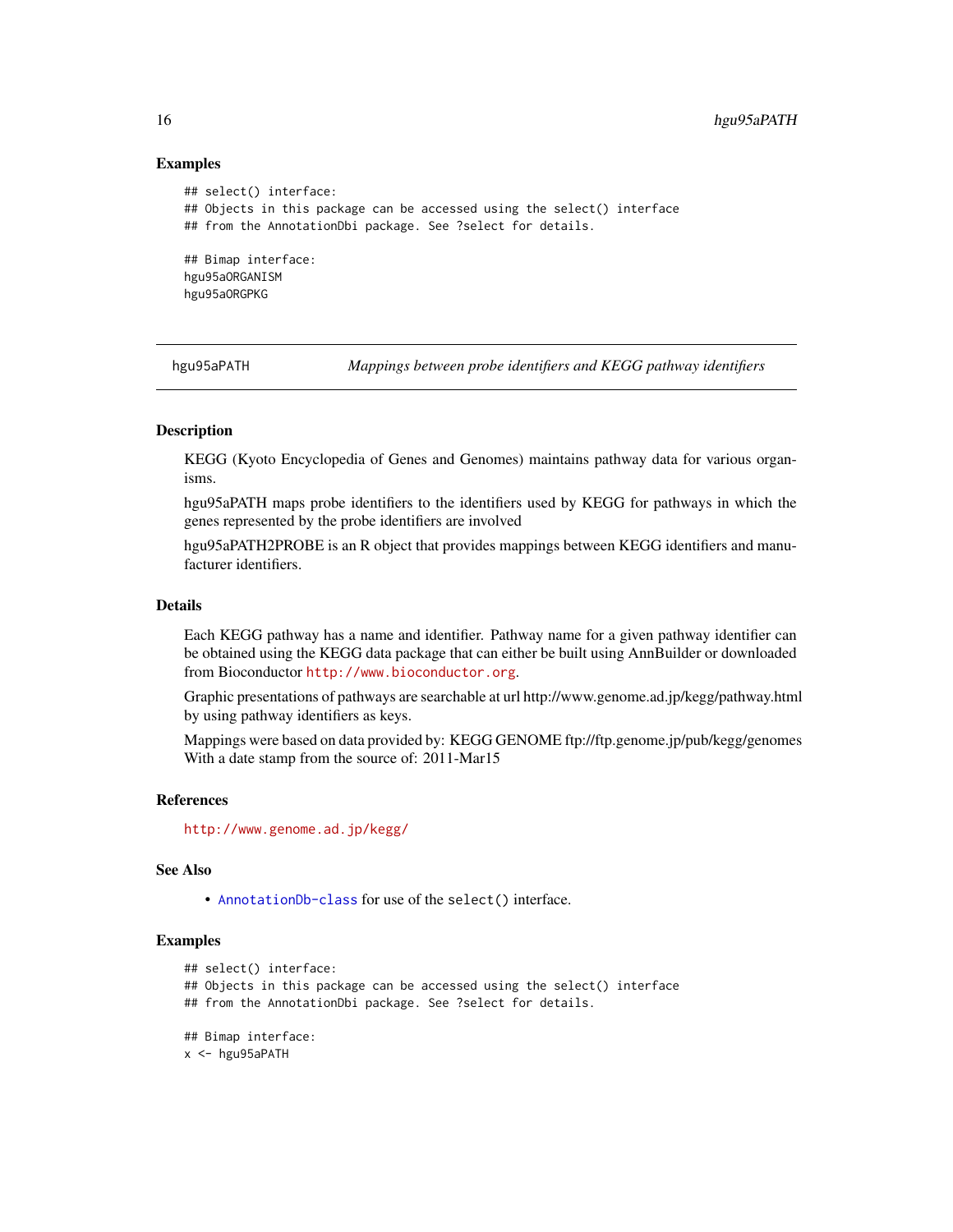### Examples

```
## select() interface:
## Objects in this package can be accessed using the select() interface
## from the AnnotationDbi package. See ?select for details.

## Bimap interface:
hgu95aORGANISM
hgu95aORGPKG
```

---

## hgu95aPATH *Mappings between probe identifiers and KEGG pathway identifiers*

---

### Description

KEGG (Kyoto Encyclopedia of Genes and Genomes) maintains pathway data for various organisms.

hgu95aPATH maps probe identifiers to the identifiers used by KEGG for pathways in which the genes represented by the probe identifiers are involved

hgu95aPATH2PROBE is an R object that provides mappings between KEGG identifiers and manufacturer identifiers.

### Details

Each KEGG pathway has a name and identifier. Pathway name for a given pathway identifier can be obtained using the KEGG data package that can either be built using AnnBuilder or downloaded from Bioconductor http://www.bioconductor.org.

Graphic presentations of pathways are searchable at url http://www.genome.ad.jp/kegg/pathway.html by using pathway identifiers as keys.

Mappings were based on data provided by: KEGG GENOME ftp://ftp.genome.jp/pub/kegg/genomes With a date stamp from the source of: 2011-Mar15

### References

http://www.genome.ad.jp/kegg/

### See Also

- `AnnotationDb-class` for use of the `select()` interface.

### Examples

```
## select() interface:
## Objects in this package can be accessed using the select() interface
## from the AnnotationDbi package. See ?select for details.

## Bimap interface:
x <- hgu95aPATH
```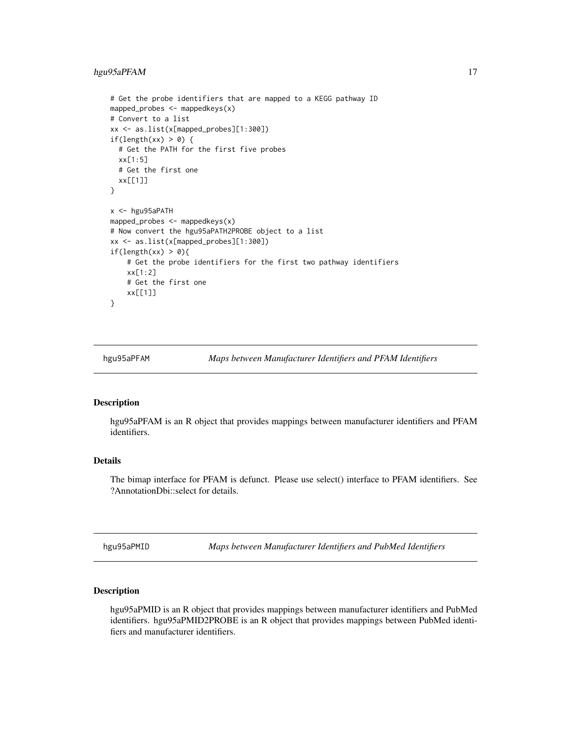```
# Get the probe identifiers that are mapped to a KEGG pathway ID
mapped_probes <- mappedkeys(x)
# Convert to a list
xx <- as.list(x[mapped_probes][1:300])
if(length(xx) > 0) {
  # Get the PATH for the first five probes
  xx[1:5]
  # Get the first one
  xx[[1]]
}

x <- hgu95aPATH
mapped_probes <- mappedkeys(x)
# Now convert the hgu95aPATH2PROBE object to a list
xx <- as.list(x[mapped_probes][1:300])
if(length(xx) > 0){
    # Get the probe identifiers for the first two pathway identifiers
    xx[1:2]
    # Get the first one
    xx[[1]]
}
```

## hgu95aPFAM — *Maps between Manufacturer Identifiers and PFAM Identifiers*

### Description

hgu95aPFAM is an R object that provides mappings between manufacturer identifiers and PFAM identifiers.

### Details

The bimap interface for PFAM is defunct. Please use select() interface to PFAM identifiers. See ?AnnotationDbi::select for details.

## hgu95aPMID — *Maps between Manufacturer Identifiers and PubMed Identifiers*

### Description

hgu95aPMID is an R object that provides mappings between manufacturer identifiers and PubMed identifiers. hgu95aPMID2PROBE is an R object that provides mappings between PubMed identifiers and manufacturer identifiers.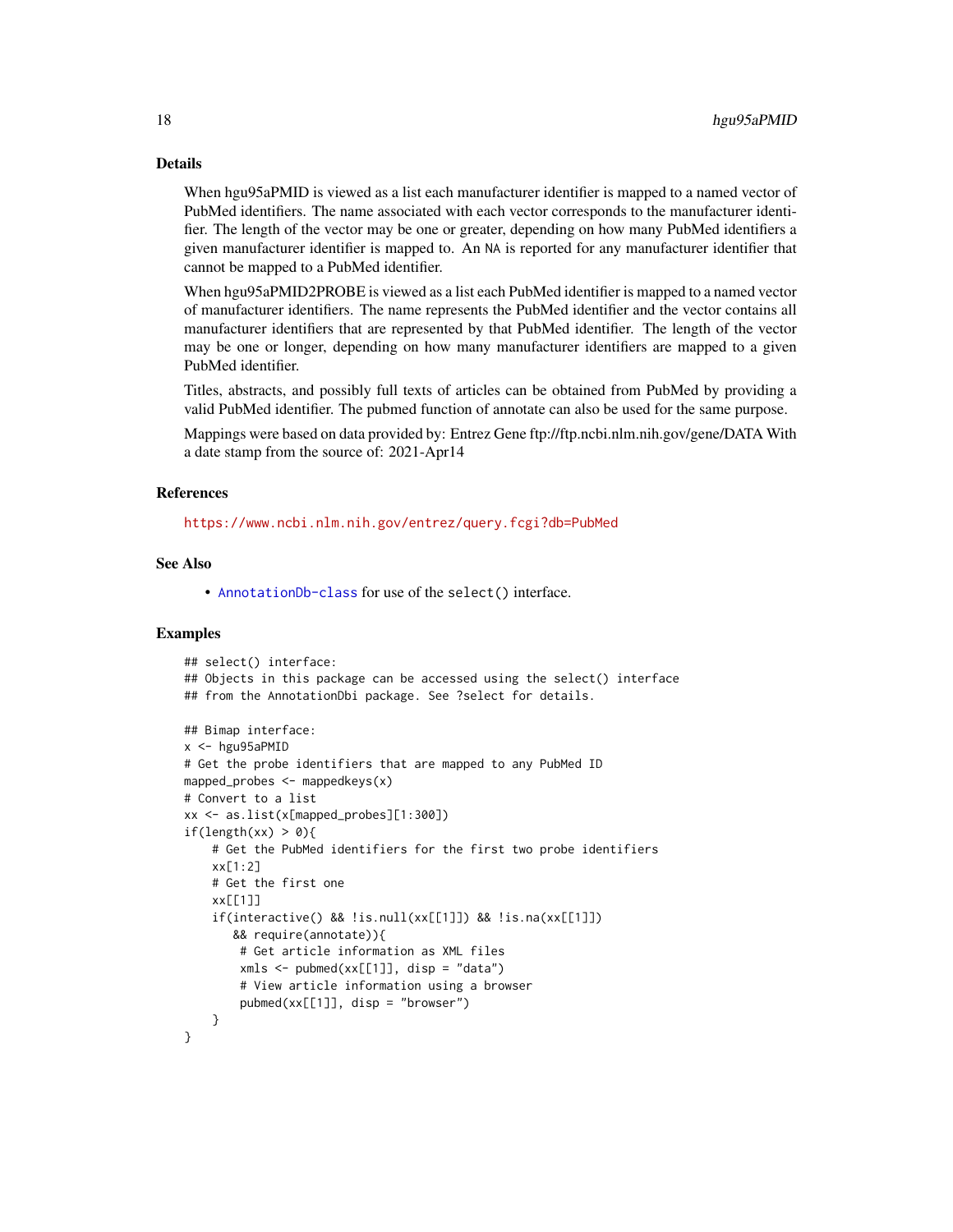## Details

When hgu95aPMID is viewed as a list each manufacturer identifier is mapped to a named vector of PubMed identifiers. The name associated with each vector corresponds to the manufacturer identifier. The length of the vector may be one or greater, depending on how many PubMed identifiers a given manufacturer identifier is mapped to. An NA is reported for any manufacturer identifier that cannot be mapped to a PubMed identifier.

When hgu95aPMID2PROBE is viewed as a list each PubMed identifier is mapped to a named vector of manufacturer identifiers. The name represents the PubMed identifier and the vector contains all manufacturer identifiers that are represented by that PubMed identifier. The length of the vector may be one or longer, depending on how many manufacturer identifiers are mapped to a given PubMed identifier.

Titles, abstracts, and possibly full texts of articles can be obtained from PubMed by providing a valid PubMed identifier. The pubmed function of annotate can also be used for the same purpose.

Mappings were based on data provided by: Entrez Gene ftp://ftp.ncbi.nlm.nih.gov/gene/DATA With a date stamp from the source of: 2021-Apr14

## References

https://www.ncbi.nlm.nih.gov/entrez/query.fcgi?db=PubMed

## See Also

- AnnotationDb-class for use of the select() interface.

## Examples

```
## select() interface:
## Objects in this package can be accessed using the select() interface
## from the AnnotationDbi package. See ?select for details.

## Bimap interface:
x <- hgu95aPMID
# Get the probe identifiers that are mapped to any PubMed ID
mapped_probes <- mappedkeys(x)
# Convert to a list
xx <- as.list(x[mapped_probes][1:300])
if(length(xx) > 0){
    # Get the PubMed identifiers for the first two probe identifiers
    xx[1:2]
    # Get the first one
    xx[[1]]
    if(interactive() && !is.null(xx[[1]]) && !is.na(xx[[1]])
       && require(annotate)){
        # Get article information as XML files
        xmls <- pubmed(xx[[1]], disp = "data")
        # View article information using a browser
        pubmed(xx[[1]], disp = "browser")
    }
}
```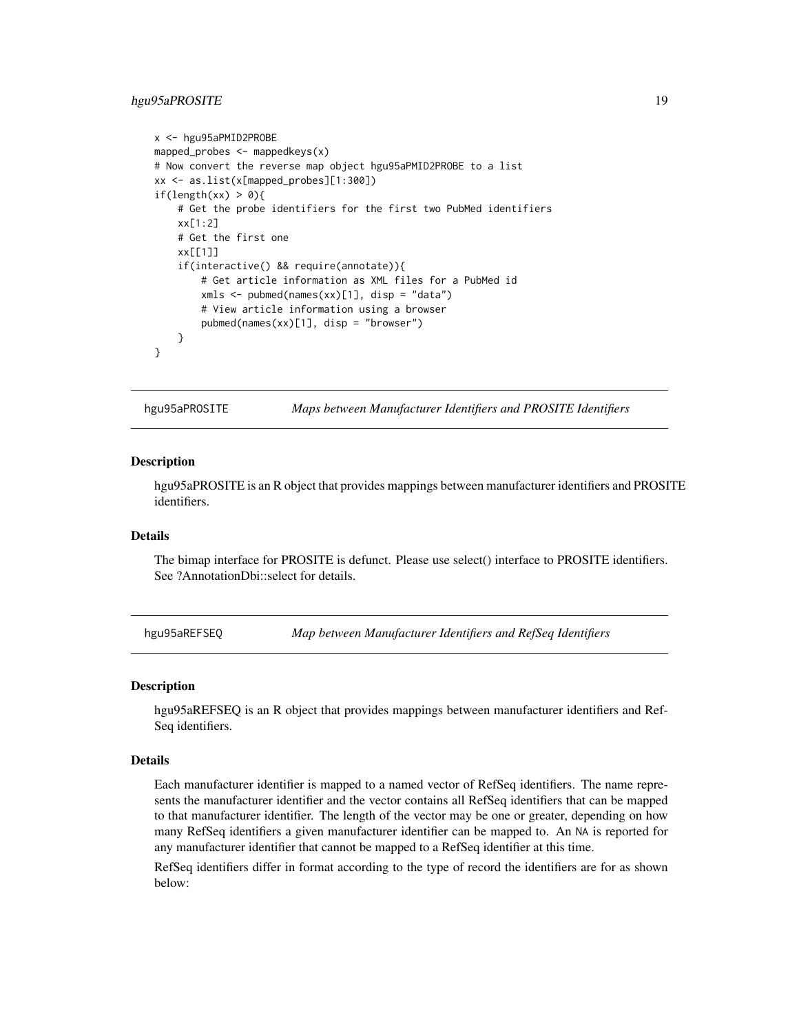```
x <- hgu95aPMID2PROBE
mapped_probes <- mappedkeys(x)
# Now convert the reverse map object hgu95aPMID2PROBE to a list
xx <- as.list(x[mapped_probes][1:300])
if(length(xx) > 0){
    # Get the probe identifiers for the first two PubMed identifiers
    xx[1:2]
    # Get the first one
    xx[[1]]
    if(interactive() && require(annotate)){
        # Get article information as XML files for a PubMed id
        xmls <- pubmed(names(xx)[1], disp = "data")
        # View article information using a browser
        pubmed(names(xx)[1], disp = "browser")
    }
}
```

## hgu95aPROSITE — *Maps between Manufacturer Identifiers and PROSITE Identifiers*

### Description

hgu95aPROSITE is an R object that provides mappings between manufacturer identifiers and PROSITE identifiers.

### Details

The bimap interface for PROSITE is defunct. Please use select() interface to PROSITE identifiers. See ?AnnotationDbi::select for details.

## hgu95aREFSEQ — *Map between Manufacturer Identifiers and RefSeq Identifiers*

### Description

hgu95aREFSEQ is an R object that provides mappings between manufacturer identifiers and RefSeq identifiers.

### Details

Each manufacturer identifier is mapped to a named vector of RefSeq identifiers. The name represents the manufacturer identifier and the vector contains all RefSeq identifiers that can be mapped to that manufacturer identifier. The length of the vector may be one or greater, depending on how many RefSeq identifiers a given manufacturer identifier can be mapped to. An `NA` is reported for any manufacturer identifier that cannot be mapped to a RefSeq identifier at this time.

RefSeq identifiers differ in format according to the type of record the identifiers are for as shown below: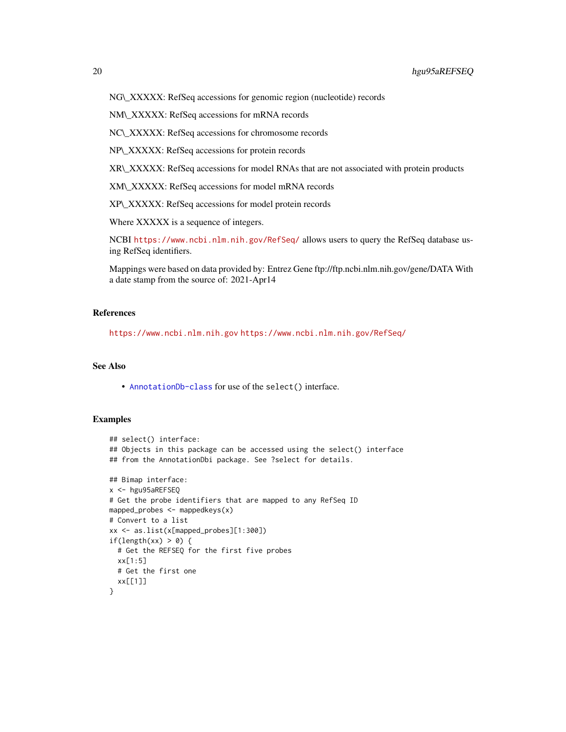NG\_XXXXX: RefSeq accessions for genomic region (nucleotide) records

NM\_XXXXX: RefSeq accessions for mRNA records

NC\_XXXXX: RefSeq accessions for chromosome records

NP\_XXXXX: RefSeq accessions for protein records

XR\_XXXXX: RefSeq accessions for model RNAs that are not associated with protein products

XM\_XXXXX: RefSeq accessions for model mRNA records

XP\_XXXXX: RefSeq accessions for model protein records

Where XXXXX is a sequence of integers.

NCBI https://www.ncbi.nlm.nih.gov/RefSeq/ allows users to query the RefSeq database using RefSeq identifiers.

Mappings were based on data provided by: Entrez Gene ftp://ftp.ncbi.nlm.nih.gov/gene/DATA With a date stamp from the source of: 2021-Apr14

## References

https://www.ncbi.nlm.nih.gov https://www.ncbi.nlm.nih.gov/RefSeq/

## See Also

- AnnotationDb-class for use of the `select()` interface.

## Examples

```
## select() interface:
## Objects in this package can be accessed using the select() interface
## from the AnnotationDbi package. See ?select for details.

## Bimap interface:
x <- hgu95aREFSEQ
# Get the probe identifiers that are mapped to any RefSeq ID
mapped_probes <- mappedkeys(x)
# Convert to a list
xx <- as.list(x[mapped_probes][1:300])
if(length(xx) > 0) {
  # Get the REFSEQ for the first five probes
  xx[1:5]
  # Get the first one
  xx[[1]]
}
```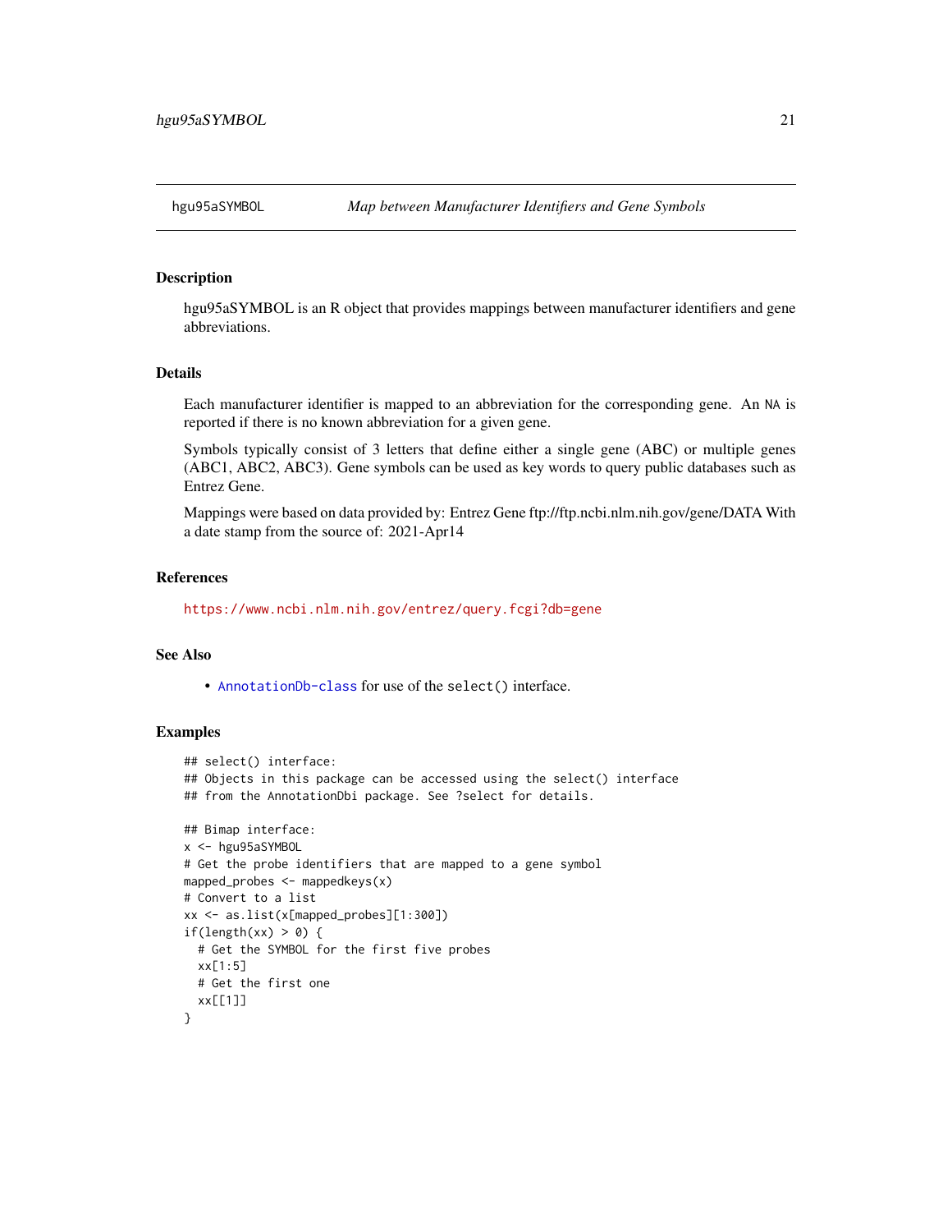hgu95aSYMBOL *Map between Manufacturer Identifiers and Gene Symbols*

## Description

hgu95aSYMBOL is an R object that provides mappings between manufacturer identifiers and gene abbreviations.

## Details

Each manufacturer identifier is mapped to an abbreviation for the corresponding gene. An NA is reported if there is no known abbreviation for a given gene.

Symbols typically consist of 3 letters that define either a single gene (ABC) or multiple genes (ABC1, ABC2, ABC3). Gene symbols can be used as key words to query public databases such as Entrez Gene.

Mappings were based on data provided by: Entrez Gene ftp://ftp.ncbi.nlm.nih.gov/gene/DATA With a date stamp from the source of: 2021-Apr14

## References

https://www.ncbi.nlm.nih.gov/entrez/query.fcgi?db=gene

## See Also

- AnnotationDb-class for use of the select() interface.

## Examples

```
## select() interface:
## Objects in this package can be accessed using the select() interface
## from the AnnotationDbi package. See ?select for details.

## Bimap interface:
x <- hgu95aSYMBOL
# Get the probe identifiers that are mapped to a gene symbol
mapped_probes <- mappedkeys(x)
# Convert to a list
xx <- as.list(x[mapped_probes][1:300])
if(length(xx) > 0) {
  # Get the SYMBOL for the first five probes
  xx[1:5]
  # Get the first one
  xx[[1]]
}
```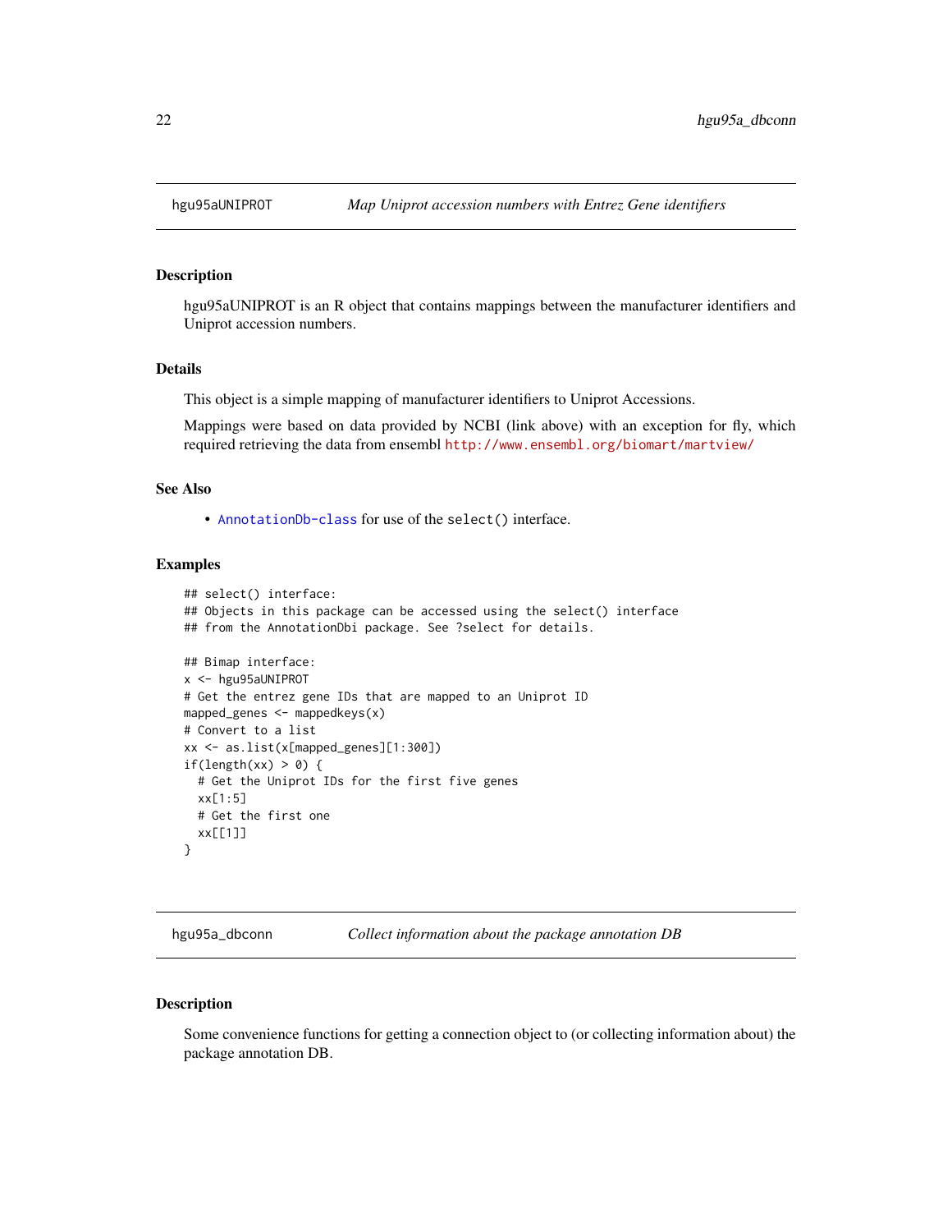## hgu95aUNIPROT — *Map Uniprot accession numbers with Entrez Gene identifiers*

### Description

hgu95aUNIPROT is an R object that contains mappings between the manufacturer identifiers and Uniprot accession numbers.

### Details

This object is a simple mapping of manufacturer identifiers to Uniprot Accessions.

Mappings were based on data provided by NCBI (link above) with an exception for fly, which required retrieving the data from ensembl http://www.ensembl.org/biomart/martview/

### See Also

- AnnotationDb-class for use of the select() interface.

### Examples

```
## select() interface:
## Objects in this package can be accessed using the select() interface
## from the AnnotationDbi package. See ?select for details.

## Bimap interface:
x <- hgu95aUNIPROT
# Get the entrez gene IDs that are mapped to an Uniprot ID
mapped_genes <- mappedkeys(x)
# Convert to a list
xx <- as.list(x[mapped_genes][1:300])
if(length(xx) > 0) {
  # Get the Uniprot IDs for the first five genes
  xx[1:5]
  # Get the first one
  xx[[1]]
}
```

## hgu95a_dbconn — *Collect information about the package annotation DB*

### Description

Some convenience functions for getting a connection object to (or collecting information about) the package annotation DB.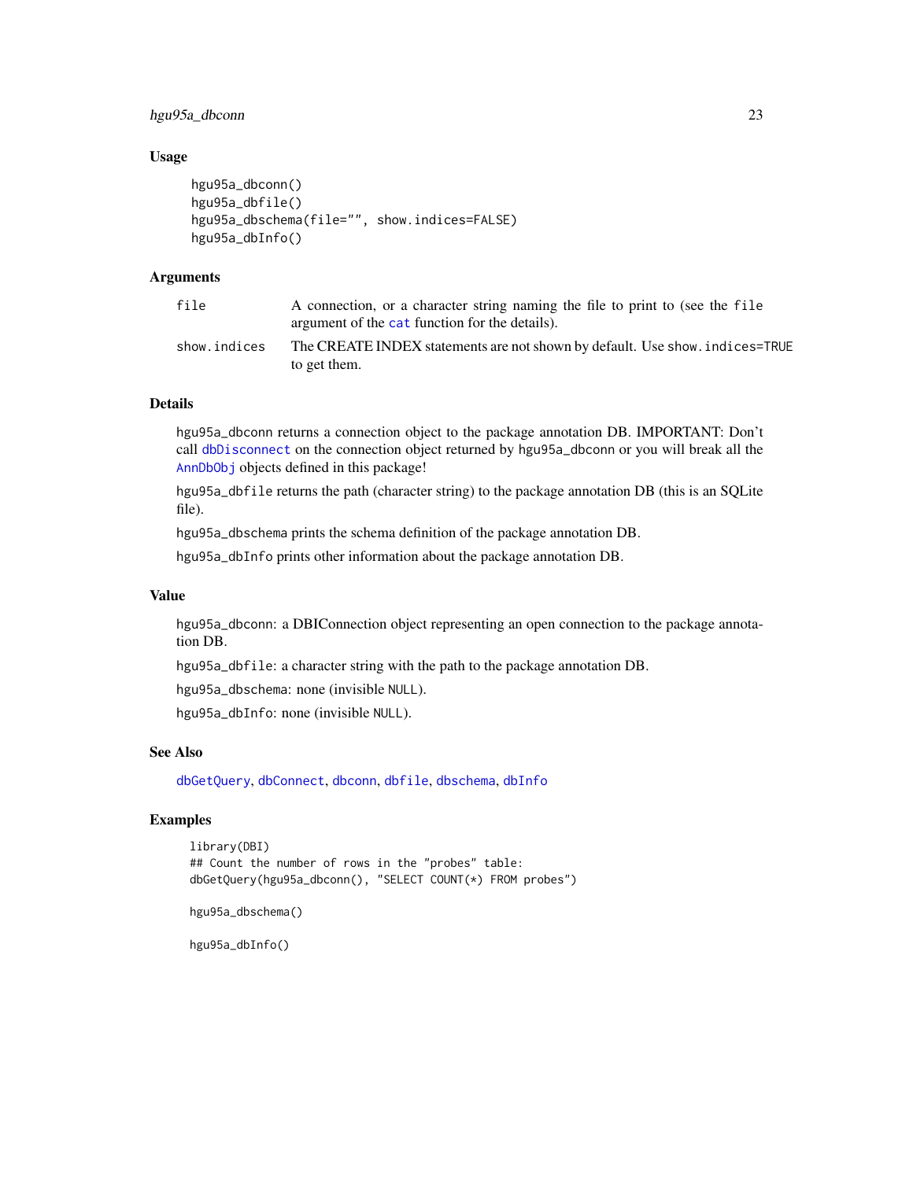### Usage

```
hgu95a_dbconn()
hgu95a_dbfile()
hgu95a_dbschema(file="", show.indices=FALSE)
hgu95a_dbInfo()
```

### Arguments

| | |
|---|---|
| file | A connection, or a character string naming the file to print to (see the file argument of the cat function for the details). |
| show.indices | The CREATE INDEX statements are not shown by default. Use show.indices=TRUE to get them. |

### Details

hgu95a_dbconn returns a connection object to the package annotation DB. IMPORTANT: Don't call dbDisconnect on the connection object returned by hgu95a_dbconn or you will break all the AnnDbObj objects defined in this package!

hgu95a_dbfile returns the path (character string) to the package annotation DB (this is an SQLite file).

hgu95a_dbschema prints the schema definition of the package annotation DB.

hgu95a_dbInfo prints other information about the package annotation DB.

### Value

hgu95a_dbconn: a DBIConnection object representing an open connection to the package annotation DB.

hgu95a_dbfile: a character string with the path to the package annotation DB.

hgu95a_dbschema: none (invisible NULL).

hgu95a_dbInfo: none (invisible NULL).

### See Also

dbGetQuery, dbConnect, dbconn, dbfile, dbschema, dbInfo

### Examples

```
library(DBI)
## Count the number of rows in the "probes" table:
dbGetQuery(hgu95a_dbconn(), "SELECT COUNT(*) FROM probes")

hgu95a_dbschema()

hgu95a_dbInfo()
```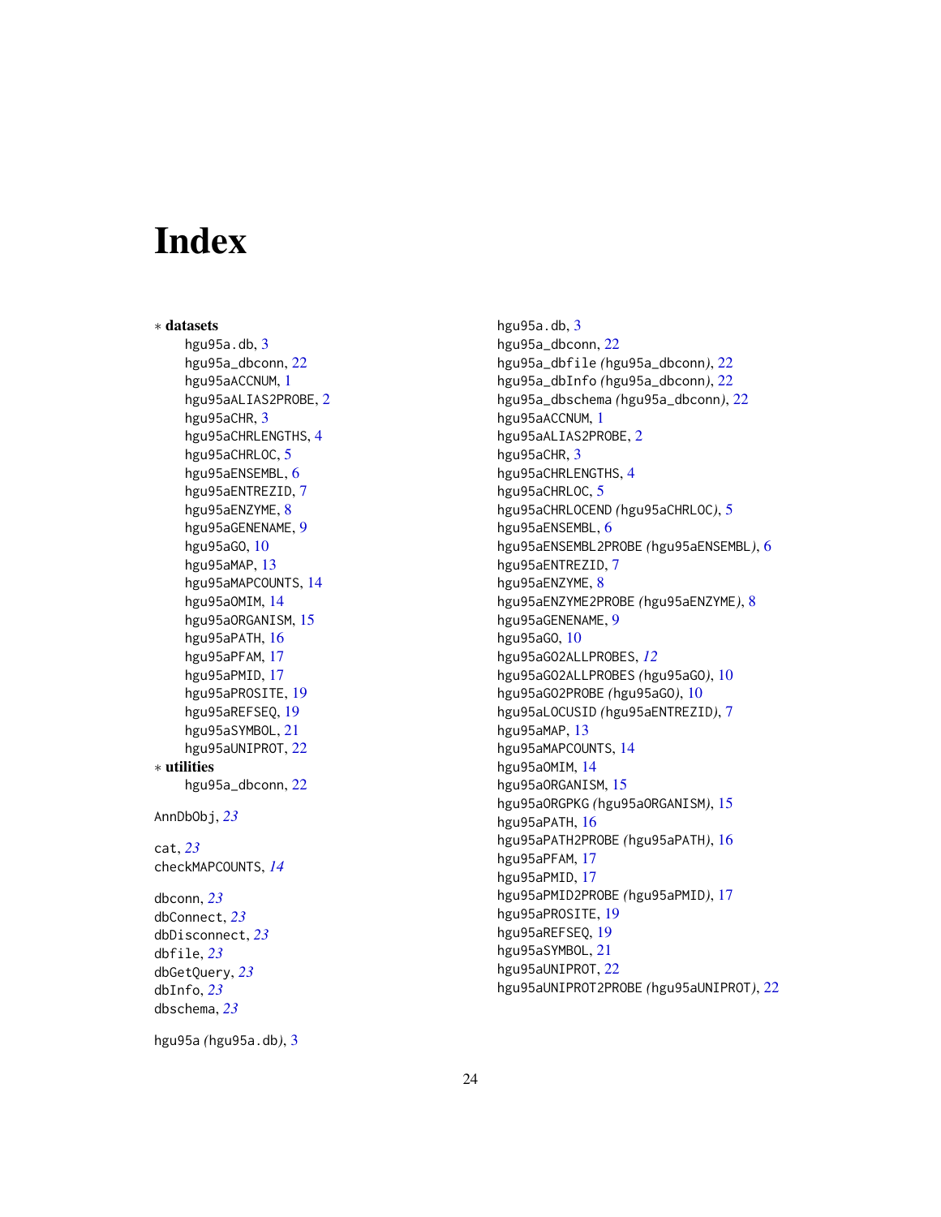# Index

∗ **datasets**

hgu95a.db, 3
hgu95a_dbconn, 22
hgu95aACCNUM, 1
hgu95aALIAS2PROBE, 2
hgu95aCHR, 3
hgu95aCHRLENGTHS, 4
hgu95aCHRLOC, 5
hgu95aENSEMBL, 6
hgu95aENTREZID, 7
hgu95aENZYME, 8
hgu95aGENENAME, 9
hgu95aGO, 10
hgu95aMAP, 13
hgu95aMAPCOUNTS, 14
hgu95aOMIM, 14
hgu95aORGANISM, 15
hgu95aPATH, 16
hgu95aPFAM, 17
hgu95aPMID, 17
hgu95aPROSITE, 19
hgu95aREFSEQ, 19
hgu95aSYMBOL, 21
hgu95aUNIPROT, 22

∗ **utilities**

hgu95a_dbconn, 22

AnnDbObj, *23*

cat, *23*
checkMAPCOUNTS, *14*

dbconn, *23*
dbConnect, *23*
dbDisconnect, *23*
dbfile, *23*
dbGetQuery, *23*
dbInfo, *23*
dbschema, *23*

hgu95a *(*hgu95a.db*)*, 3
hgu95a.db, 3
hgu95a_dbconn, 22
hgu95a_dbfile *(*hgu95a_dbconn*)*, 22
hgu95a_dbInfo *(*hgu95a_dbconn*)*, 22
hgu95a_dbschema *(*hgu95a_dbconn*)*, 22
hgu95aACCNUM, 1
hgu95aALIAS2PROBE, 2
hgu95aCHR, 3
hgu95aCHRLENGTHS, 4
hgu95aCHRLOC, 5
hgu95aCHRLOCEND *(*hgu95aCHRLOC*)*, 5
hgu95aENSEMBL, 6
hgu95aENSEMBL2PROBE *(*hgu95aENSEMBL*)*, 6
hgu95aENTREZID, 7
hgu95aENZYME, 8
hgu95aENZYME2PROBE *(*hgu95aENZYME*)*, 8
hgu95aGENENAME, 9
hgu95aGO, 10
hgu95aGO2ALLPROBES, *12*
hgu95aGO2ALLPROBES *(*hgu95aGO*)*, 10
hgu95aGO2PROBE *(*hgu95aGO*)*, 10
hgu95aLOCUSID *(*hgu95aENTREZID*)*, 7
hgu95aMAP, 13
hgu95aMAPCOUNTS, 14
hgu95aOMIM, 14
hgu95aORGANISM, 15
hgu95aORGPKG *(*hgu95aORGANISM*)*, 15
hgu95aPATH, 16
hgu95aPATH2PROBE *(*hgu95aPATH*)*, 16
hgu95aPFAM, 17
hgu95aPMID, 17
hgu95aPMID2PROBE *(*hgu95aPMID*)*, 17
hgu95aPROSITE, 19
hgu95aREFSEQ, 19
hgu95aSYMBOL, 21
hgu95aUNIPROT, 22
hgu95aUNIPROT2PROBE *(*hgu95aUNIPROT*)*, 22